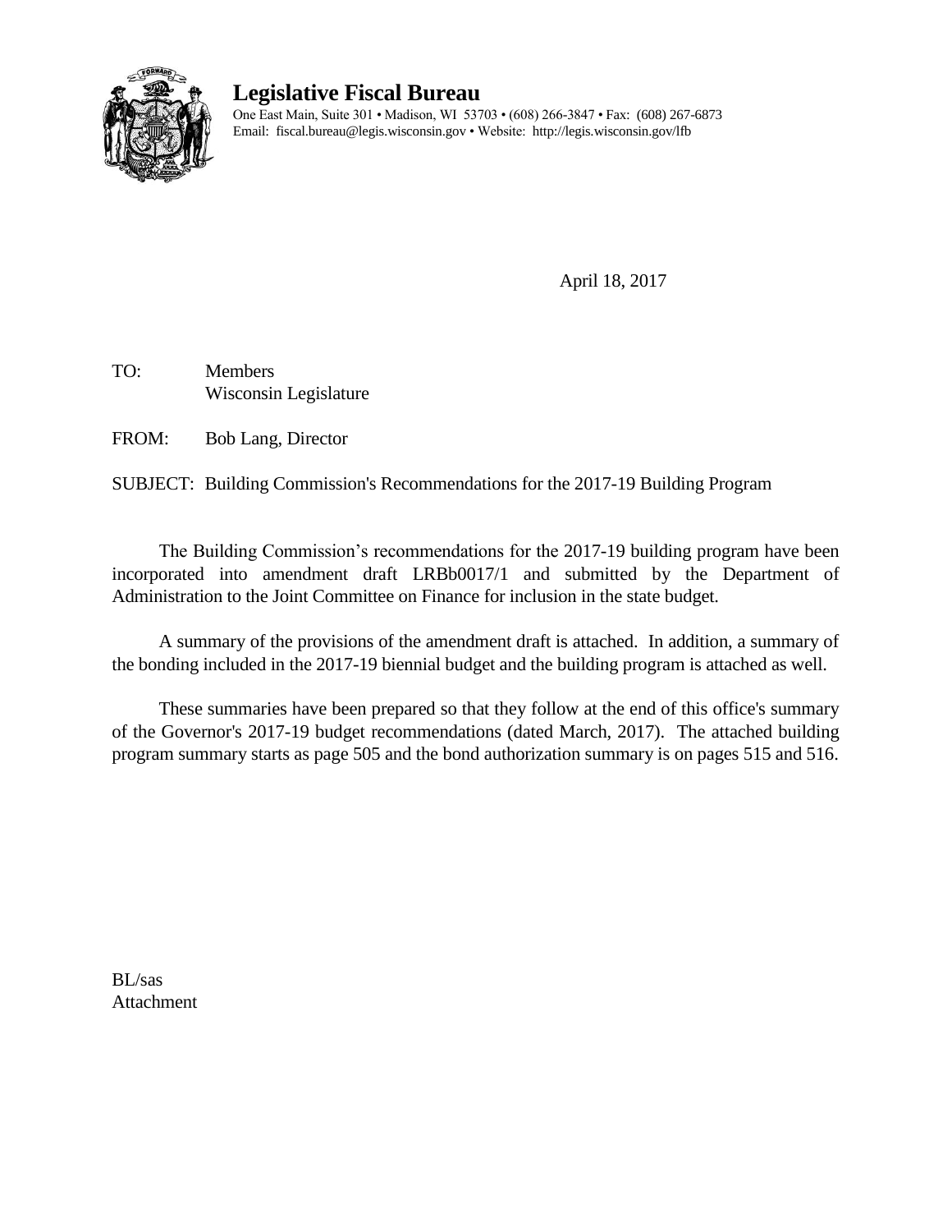# Legislative Fiscal Bureau

One East Main, Suite 301 • Madison, WI 53703 • (608) 266-3847 • Fax: (608) 267-6873
Email: fiscal.bureau@legis.wisconsin.gov • Website: http://legis.wisconsin.gov/lfb

April 18, 2017

TO: Members
Wisconsin Legislature

FROM: Bob Lang, Director

SUBJECT: Building Commission's Recommendations for the 2017-19 Building Program

The Building Commission's recommendations for the 2017-19 building program have been incorporated into amendment draft LRBb0017/1 and submitted by the Department of Administration to the Joint Committee on Finance for inclusion in the state budget.

A summary of the provisions of the amendment draft is attached. In addition, a summary of the bonding included in the 2017-19 biennial budget and the building program is attached as well.

These summaries have been prepared so that they follow at the end of this office's summary of the Governor's 2017-19 budget recommendations (dated March, 2017). The attached building program summary starts as page 505 and the bond authorization summary is on pages 515 and 516.

BL/sas
Attachment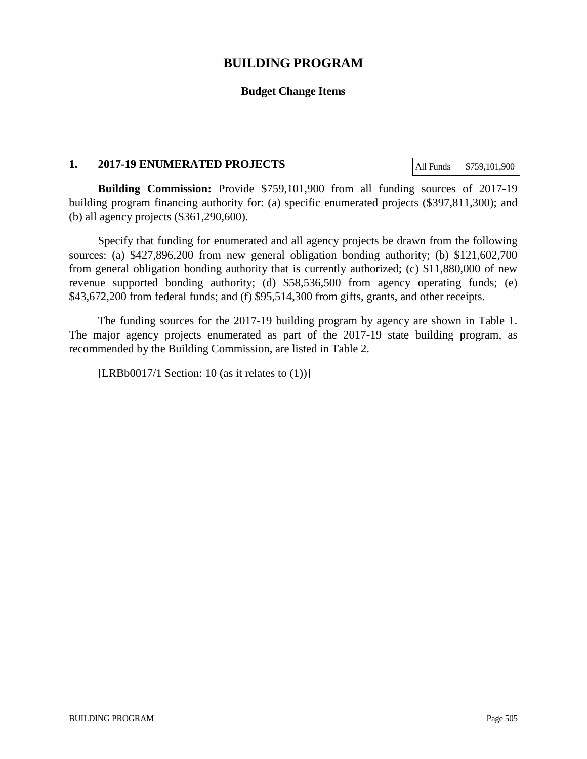# BUILDING PROGRAM

## Budget Change Items

### 1. 2017-19 ENUMERATED PROJECTS

| All Funds | $759,101,900 |
|---|---|

**Building Commission:** Provide $759,101,900 from all funding sources of 2017-19 building program financing authority for: (a) specific enumerated projects ($397,811,300); and (b) all agency projects ($361,290,600).

Specify that funding for enumerated and all agency projects be drawn from the following sources: (a) $427,896,200 from new general obligation bonding authority; (b) $121,602,700 from general obligation bonding authority that is currently authorized; (c) $11,880,000 of new revenue supported bonding authority; (d) $58,536,500 from agency operating funds; (e) $43,672,200 from federal funds; and (f) $95,514,300 from gifts, grants, and other receipts.

The funding sources for the 2017-19 building program by agency are shown in Table 1. The major agency projects enumerated as part of the 2017-19 state building program, as recommended by the Building Commission, are listed in Table 2.

[LRBb0017/1 Section: 10 (as it relates to (1))]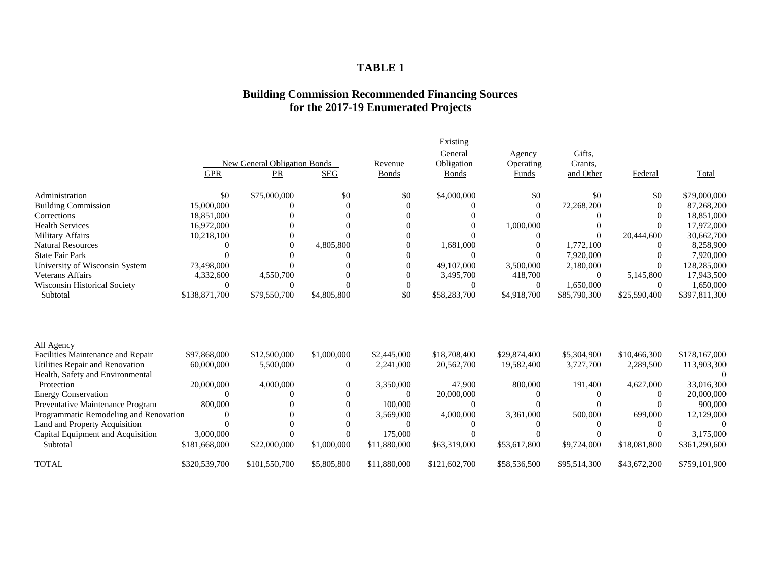# TABLE 1

## Building Commission Recommended Financing Sources for the 2017-19 Enumerated Projects

| | New General Obligation Bonds | | | Revenue Bonds | Existing General Obligation Bonds | Agency Operating Funds | Gifts, Grants, and Other | Federal | Total |
|---|---|---|---|---|---|---|---|---|---|
| | GPR | PR | SEG | | | | | | |
| Administration | $0 | $75,000,000 | $0 | $0 | $4,000,000 | $0 | $0 | $0 | $79,000,000 |
| Building Commission | 15,000,000 | 0 | 0 | 0 | 0 | 0 | 72,268,200 | 0 | 87,268,200 |
| Corrections | 18,851,000 | 0 | 0 | 0 | 0 | 0 | 0 | 0 | 18,851,000 |
| Health Services | 16,972,000 | 0 | 0 | 0 | 0 | 1,000,000 | 0 | 0 | 17,972,000 |
| Military Affairs | 10,218,100 | 0 | 0 | 0 | 0 | 0 | 0 | 20,444,600 | 30,662,700 |
| Natural Resources | 0 | 0 | 4,805,800 | 0 | 1,681,000 | 0 | 1,772,100 | 0 | 8,258,900 |
| State Fair Park | 0 | 0 | 0 | 0 | 0 | 0 | 7,920,000 | 0 | 7,920,000 |
| University of Wisconsin System | 73,498,000 | 0 | 0 | 0 | 49,107,000 | 3,500,000 | 2,180,000 | 0 | 128,285,000 |
| Veterans Affairs | 4,332,600 | 4,550,700 | 0 | 0 | 3,495,700 | 418,700 | 0 | 5,145,800 | 17,943,500 |
| Wisconsin Historical Society | 0 | 0 | 0 | 0 | 0 | 0 | 1,650,000 | 0 | 1,650,000 |
| Subtotal | $138,871,700 | $79,550,700 | $4,805,800 | $0 | $58,283,700 | $4,918,700 | $85,790,300 | $25,590,400 | $397,811,300 |
| | | | | | | | | | |
| All Agency | | | | | | | | | |
| Facilities Maintenance and Repair | $97,868,000 | $12,500,000 | $1,000,000 | $2,445,000 | $18,708,400 | $29,874,400 | $5,304,900 | $10,466,300 | $178,167,000 |
| Utilities Repair and Renovation | 60,000,000 | 5,500,000 | 0 | 2,241,000 | 20,562,700 | 19,582,400 | 3,727,700 | 2,289,500 | 113,903,300 |
| Health, Safety and Environmental Protection | 20,000,000 | 4,000,000 | 0 | 3,350,000 | 47,900 | 800,000 | 191,400 | 4,627,000 | 33,016,300 |
| Energy Conservation | 0 | 0 | 0 | 0 | 20,000,000 | 0 | 0 | 0 | 20,000,000 |
| Preventative Maintenance Program | 800,000 | 0 | 0 | 100,000 | 0 | 0 | 0 | 0 | 900,000 |
| Programmatic Remodeling and Renovation | 0 | 0 | 0 | 3,569,000 | 4,000,000 | 3,361,000 | 500,000 | 699,000 | 12,129,000 |
| Land and Property Acquisition | 0 | 0 | 0 | 0 | 0 | 0 | 0 | 0 | 0 |
| Capital Equipment and Acquisition | 3,000,000 | 0 | 0 | 175,000 | 0 | 0 | 0 | 0 | 3,175,000 |
| Subtotal | $181,668,000 | $22,000,000 | $1,000,000 | $11,880,000 | $63,319,000 | $53,617,800 | $9,724,000 | $18,081,800 | $361,290,600 |
| | | | | | | | | | |
| TOTAL | $320,539,700 | $101,550,700 | $5,805,800 | $11,880,000 | $121,602,700 | $58,536,500 | $95,514,300 | $43,672,200 | $759,101,900 |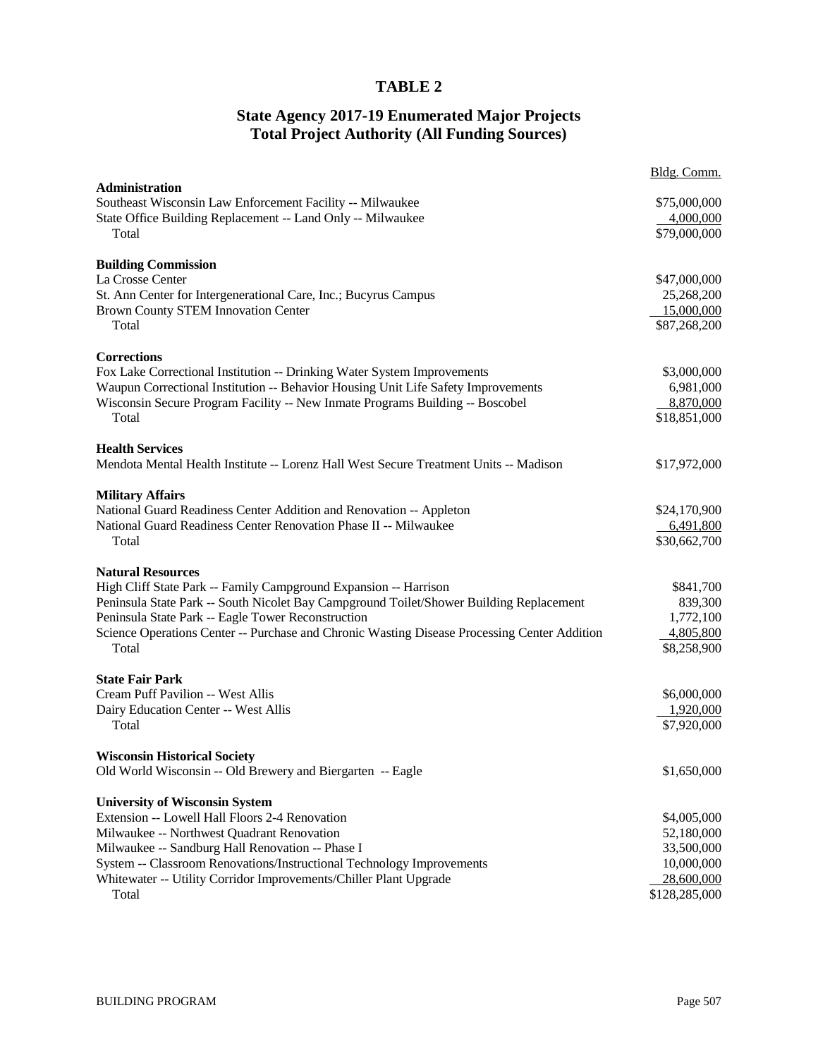# TABLE 2

## State Agency 2017-19 Enumerated Major Projects
## Total Project Authority (All Funding Sources)

| | Bldg. Comm. |
|---|---|
| **Administration** | |
| Southeast Wisconsin Law Enforcement Facility -- Milwaukee | $75,000,000 |
| State Office Building Replacement -- Land Only -- Milwaukee | 4,000,000 |
| Total | $79,000,000 |
| **Building Commission** | |
| La Crosse Center | $47,000,000 |
| St. Ann Center for Intergenerational Care, Inc.; Bucyrus Campus | 25,268,200 |
| Brown County STEM Innovation Center | 15,000,000 |
| Total | $87,268,200 |
| **Corrections** | |
| Fox Lake Correctional Institution -- Drinking Water System Improvements | $3,000,000 |
| Waupun Correctional Institution -- Behavior Housing Unit Life Safety Improvements | 6,981,000 |
| Wisconsin Secure Program Facility -- New Inmate Programs Building -- Boscobel | 8,870,000 |
| Total | $18,851,000 |
| **Health Services** | |
| Mendota Mental Health Institute -- Lorenz Hall West Secure Treatment Units -- Madison | $17,972,000 |
| **Military Affairs** | |
| National Guard Readiness Center Addition and Renovation -- Appleton | $24,170,900 |
| National Guard Readiness Center Renovation Phase II -- Milwaukee | 6,491,800 |
| Total | $30,662,700 |
| **Natural Resources** | |
| High Cliff State Park -- Family Campground Expansion -- Harrison | $841,700 |
| Peninsula State Park -- South Nicolet Bay Campground Toilet/Shower Building Replacement | 839,300 |
| Peninsula State Park -- Eagle Tower Reconstruction | 1,772,100 |
| Science Operations Center -- Purchase and Chronic Wasting Disease Processing Center Addition | 4,805,800 |
| Total | $8,258,900 |
| **State Fair Park** | |
| Cream Puff Pavilion -- West Allis | $6,000,000 |
| Dairy Education Center -- West Allis | 1,920,000 |
| Total | $7,920,000 |
| **Wisconsin Historical Society** | |
| Old World Wisconsin -- Old Brewery and Biergarten -- Eagle | $1,650,000 |
| **University of Wisconsin System** | |
| Extension -- Lowell Hall Floors 2-4 Renovation | $4,005,000 |
| Milwaukee -- Northwest Quadrant Renovation | 52,180,000 |
| Milwaukee -- Sandburg Hall Renovation -- Phase I | 33,500,000 |
| System -- Classroom Renovations/Instructional Technology Improvements | 10,000,000 |
| Whitewater -- Utility Corridor Improvements/Chiller Plant Upgrade | 28,600,000 |
| Total | $128,285,000 |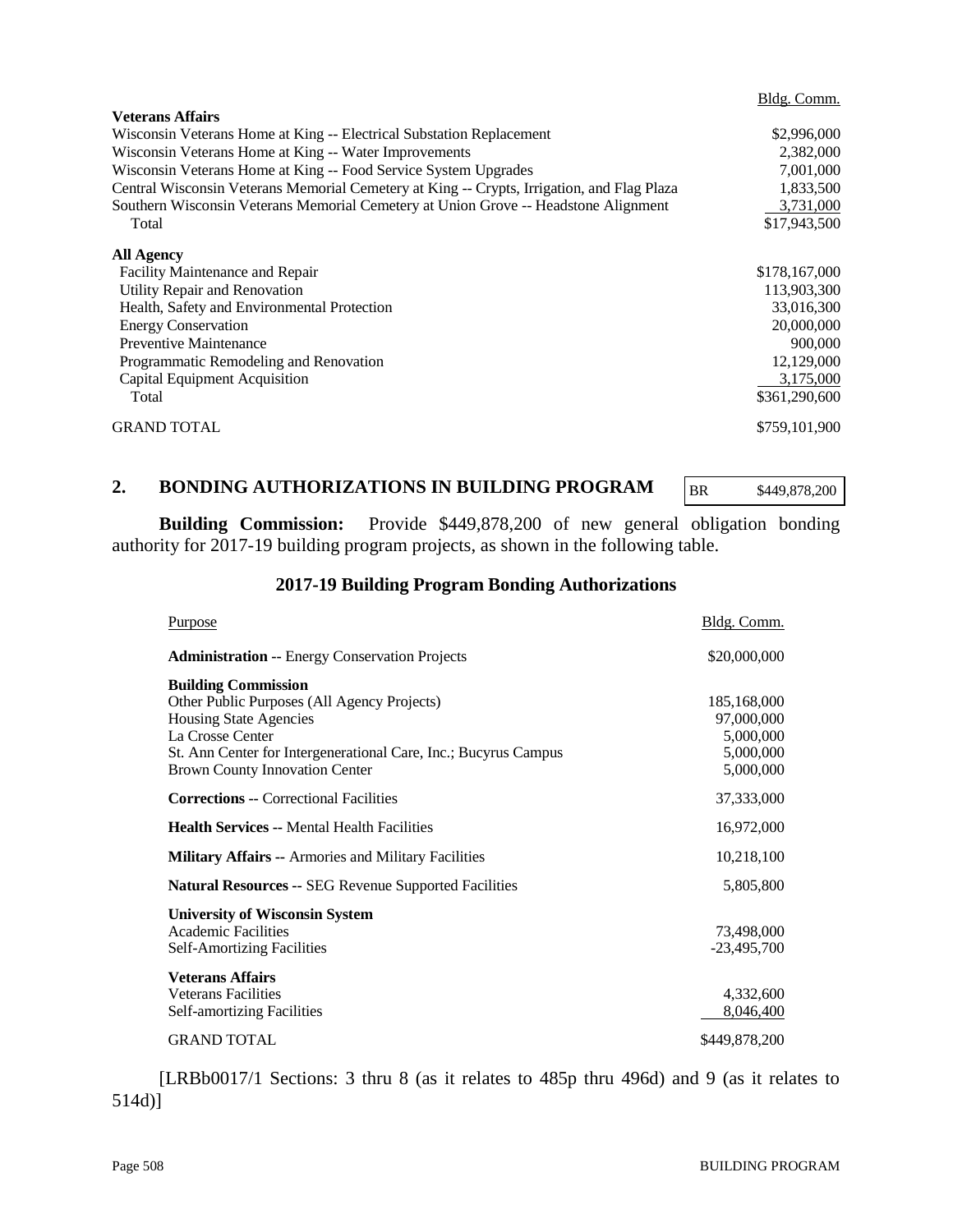| | Bldg. Comm. |
|---|---|
| **Veterans Affairs** | |
| Wisconsin Veterans Home at King -- Electrical Substation Replacement | $2,996,000 |
| Wisconsin Veterans Home at King -- Water Improvements | 2,382,000 |
| Wisconsin Veterans Home at King -- Food Service System Upgrades | 7,001,000 |
| Central Wisconsin Veterans Memorial Cemetery at King -- Crypts, Irrigation, and Flag Plaza | 1,833,500 |
| Southern Wisconsin Veterans Memorial Cemetery at Union Grove -- Headstone Alignment | 3,731,000 |
| Total | $17,943,500 |
| **All Agency** | |
| Facility Maintenance and Repair | $178,167,000 |
| Utility Repair and Renovation | 113,903,300 |
| Health, Safety and Environmental Protection | 33,016,300 |
| Energy Conservation | 20,000,000 |
| Preventive Maintenance | 900,000 |
| Programmatic Remodeling and Renovation | 12,129,000 |
| Capital Equipment Acquisition | 3,175,000 |
| Total | $361,290,600 |
| GRAND TOTAL | $759,101,900 |

## 2. BONDING AUTHORIZATIONS IN BUILDING PROGRAM

| BR | $449,878,200 |
|---|---|

**Building Commission:** Provide $449,878,200 of new general obligation bonding authority for 2017-19 building program projects, as shown in the following table.

### 2017-19 Building Program Bonding Authorizations

| Purpose | Bldg. Comm. |
|---|---|
| **Administration** -- Energy Conservation Projects | $20,000,000 |
| **Building Commission** | |
| Other Public Purposes (All Agency Projects) | 185,168,000 |
| Housing State Agencies | 97,000,000 |
| La Crosse Center | 5,000,000 |
| St. Ann Center for Intergenerational Care, Inc.; Bucyrus Campus | 5,000,000 |
| Brown County Innovation Center | 5,000,000 |
| **Corrections** -- Correctional Facilities | 37,333,000 |
| **Health Services** -- Mental Health Facilities | 16,972,000 |
| **Military Affairs** -- Armories and Military Facilities | 10,218,100 |
| **Natural Resources** -- SEG Revenue Supported Facilities | 5,805,800 |
| **University of Wisconsin System** | |
| Academic Facilities | 73,498,000 |
| Self-Amortizing Facilities | -23,495,700 |
| **Veterans Affairs** | |
| Veterans Facilities | 4,332,600 |
| Self-amortizing Facilities | 8,046,400 |
| GRAND TOTAL | $449,878,200 |

[LRBb0017/1 Sections: 3 thru 8 (as it relates to 485p thru 496d) and 9 (as it relates to 514d)]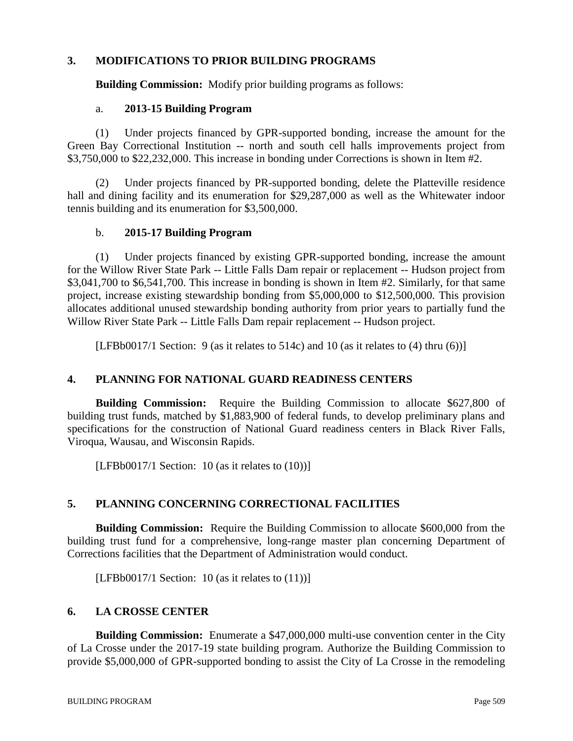## 3. MODIFICATIONS TO PRIOR BUILDING PROGRAMS

**Building Commission:** Modify prior building programs as follows:

a. **2013-15 Building Program**

(1) Under projects financed by GPR-supported bonding, increase the amount for the Green Bay Correctional Institution -- north and south cell halls improvements project from $3,750,000 to $22,232,000. This increase in bonding under Corrections is shown in Item #2.

(2) Under projects financed by PR-supported bonding, delete the Platteville residence hall and dining facility and its enumeration for $29,287,000 as well as the Whitewater indoor tennis building and its enumeration for $3,500,000.

b. **2015-17 Building Program**

(1) Under projects financed by existing GPR-supported bonding, increase the amount for the Willow River State Park -- Little Falls Dam repair or replacement -- Hudson project from $3,041,700 to $6,541,700. This increase in bonding is shown in Item #2. Similarly, for that same project, increase existing stewardship bonding from $5,000,000 to $12,500,000. This provision allocates additional unused stewardship bonding authority from prior years to partially fund the Willow River State Park -- Little Falls Dam repair replacement -- Hudson project.

[LFBb0017/1 Section: 9 (as it relates to 514c) and 10 (as it relates to (4) thru (6))]

## 4. PLANNING FOR NATIONAL GUARD READINESS CENTERS

**Building Commission:** Require the Building Commission to allocate $627,800 of building trust funds, matched by $1,883,900 of federal funds, to develop preliminary plans and specifications for the construction of National Guard readiness centers in Black River Falls, Viroqua, Wausau, and Wisconsin Rapids.

[LFBb0017/1 Section: 10 (as it relates to (10))]

## 5. PLANNING CONCERNING CORRECTIONAL FACILITIES

**Building Commission:** Require the Building Commission to allocate $600,000 from the building trust fund for a comprehensive, long-range master plan concerning Department of Corrections facilities that the Department of Administration would conduct.

[LFBb0017/1 Section: 10 (as it relates to (11))]

## 6. LA CROSSE CENTER

**Building Commission:** Enumerate a $47,000,000 multi-use convention center in the City of La Crosse under the 2017-19 state building program. Authorize the Building Commission to provide $5,000,000 of GPR-supported bonding to assist the City of La Crosse in the remodeling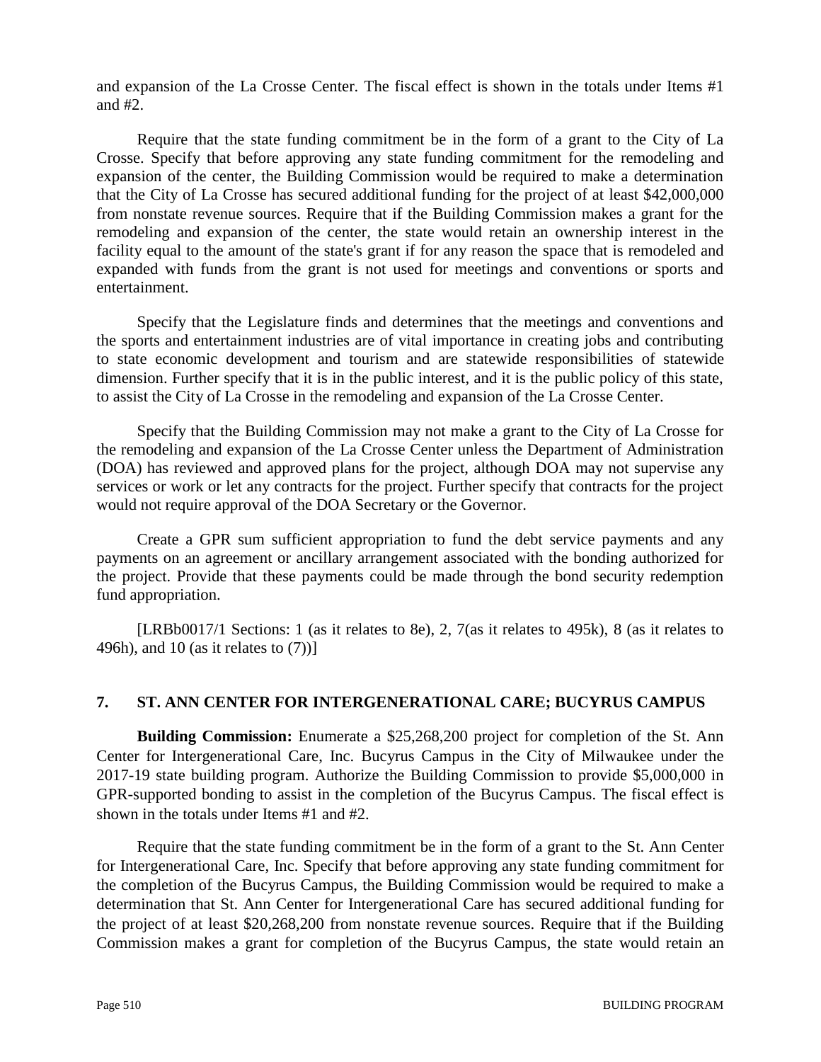and expansion of the La Crosse Center. The fiscal effect is shown in the totals under Items #1 and #2.

Require that the state funding commitment be in the form of a grant to the City of La Crosse. Specify that before approving any state funding commitment for the remodeling and expansion of the center, the Building Commission would be required to make a determination that the City of La Crosse has secured additional funding for the project of at least $42,000,000 from nonstate revenue sources. Require that if the Building Commission makes a grant for the remodeling and expansion of the center, the state would retain an ownership interest in the facility equal to the amount of the state's grant if for any reason the space that is remodeled and expanded with funds from the grant is not used for meetings and conventions or sports and entertainment.

Specify that the Legislature finds and determines that the meetings and conventions and the sports and entertainment industries are of vital importance in creating jobs and contributing to state economic development and tourism and are statewide responsibilities of statewide dimension. Further specify that it is in the public interest, and it is the public policy of this state, to assist the City of La Crosse in the remodeling and expansion of the La Crosse Center.

Specify that the Building Commission may not make a grant to the City of La Crosse for the remodeling and expansion of the La Crosse Center unless the Department of Administration (DOA) has reviewed and approved plans for the project, although DOA may not supervise any services or work or let any contracts for the project. Further specify that contracts for the project would not require approval of the DOA Secretary or the Governor.

Create a GPR sum sufficient appropriation to fund the debt service payments and any payments on an agreement or ancillary arrangement associated with the bonding authorized for the project. Provide that these payments could be made through the bond security redemption fund appropriation.

[LRBb0017/1 Sections: 1 (as it relates to 8e), 2, 7(as it relates to 495k), 8 (as it relates to 496h), and 10 (as it relates to (7))]

## 7. ST. ANN CENTER FOR INTERGENERATIONAL CARE; BUCYRUS CAMPUS

**Building Commission:** Enumerate a $25,268,200 project for completion of the St. Ann Center for Intergenerational Care, Inc. Bucyrus Campus in the City of Milwaukee under the 2017-19 state building program. Authorize the Building Commission to provide $5,000,000 in GPR-supported bonding to assist in the completion of the Bucyrus Campus. The fiscal effect is shown in the totals under Items #1 and #2.

Require that the state funding commitment be in the form of a grant to the St. Ann Center for Intergenerational Care, Inc. Specify that before approving any state funding commitment for the completion of the Bucyrus Campus, the Building Commission would be required to make a determination that St. Ann Center for Intergenerational Care has secured additional funding for the project of at least $20,268,200 from nonstate revenue sources. Require that if the Building Commission makes a grant for completion of the Bucyrus Campus, the state would retain an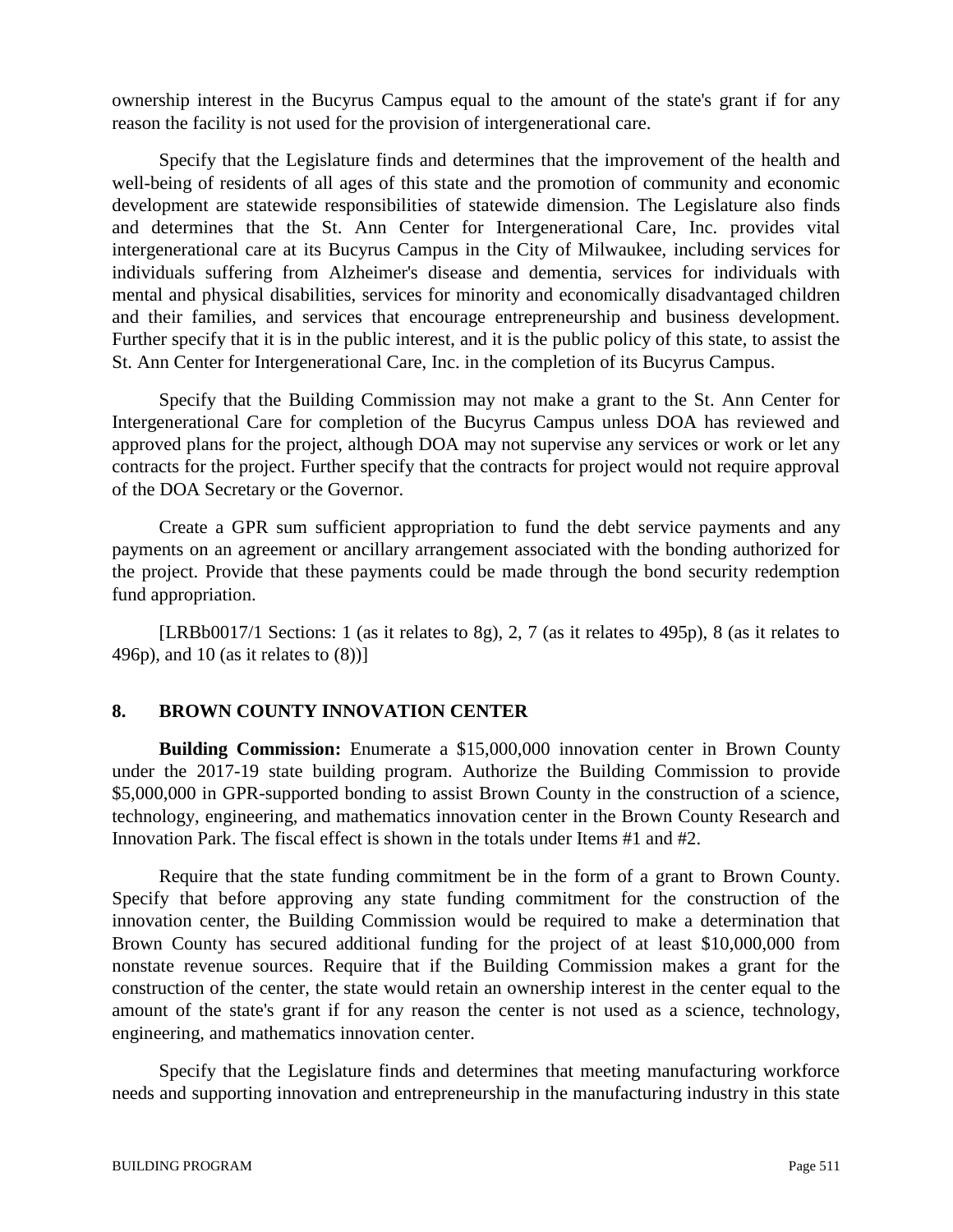ownership interest in the Bucyrus Campus equal to the amount of the state's grant if for any reason the facility is not used for the provision of intergenerational care.

Specify that the Legislature finds and determines that the improvement of the health and well-being of residents of all ages of this state and the promotion of community and economic development are statewide responsibilities of statewide dimension. The Legislature also finds and determines that the St. Ann Center for Intergenerational Care, Inc. provides vital intergenerational care at its Bucyrus Campus in the City of Milwaukee, including services for individuals suffering from Alzheimer's disease and dementia, services for individuals with mental and physical disabilities, services for minority and economically disadvantaged children and their families, and services that encourage entrepreneurship and business development. Further specify that it is in the public interest, and it is the public policy of this state, to assist the St. Ann Center for Intergenerational Care, Inc. in the completion of its Bucyrus Campus.

Specify that the Building Commission may not make a grant to the St. Ann Center for Intergenerational Care for completion of the Bucyrus Campus unless DOA has reviewed and approved plans for the project, although DOA may not supervise any services or work or let any contracts for the project. Further specify that the contracts for project would not require approval of the DOA Secretary or the Governor.

Create a GPR sum sufficient appropriation to fund the debt service payments and any payments on an agreement or ancillary arrangement associated with the bonding authorized for the project. Provide that these payments could be made through the bond security redemption fund appropriation.

[LRBb0017/1 Sections: 1 (as it relates to 8g), 2, 7 (as it relates to 495p), 8 (as it relates to 496p), and 10 (as it relates to (8))]

## 8. BROWN COUNTY INNOVATION CENTER

**Building Commission:** Enumerate a $15,000,000 innovation center in Brown County under the 2017-19 state building program. Authorize the Building Commission to provide $5,000,000 in GPR-supported bonding to assist Brown County in the construction of a science, technology, engineering, and mathematics innovation center in the Brown County Research and Innovation Park. The fiscal effect is shown in the totals under Items #1 and #2.

Require that the state funding commitment be in the form of a grant to Brown County. Specify that before approving any state funding commitment for the construction of the innovation center, the Building Commission would be required to make a determination that Brown County has secured additional funding for the project of at least $10,000,000 from nonstate revenue sources. Require that if the Building Commission makes a grant for the construction of the center, the state would retain an ownership interest in the center equal to the amount of the state's grant if for any reason the center is not used as a science, technology, engineering, and mathematics innovation center.

Specify that the Legislature finds and determines that meeting manufacturing workforce needs and supporting innovation and entrepreneurship in the manufacturing industry in this state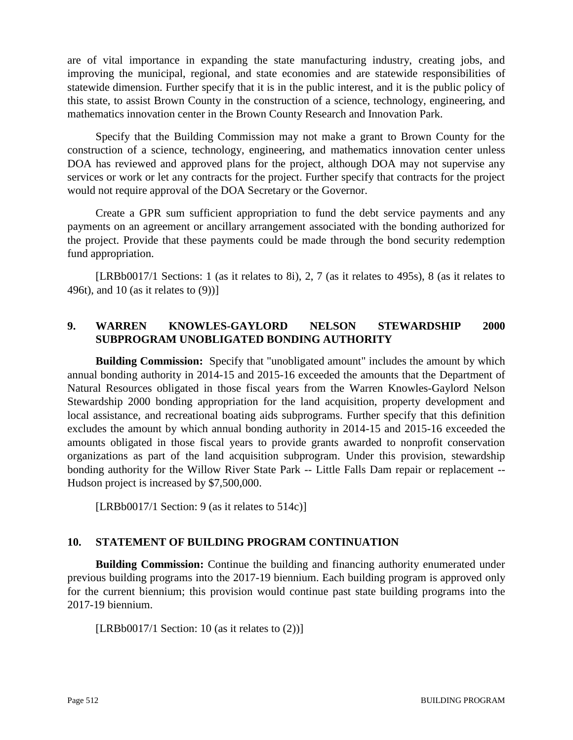are of vital importance in expanding the state manufacturing industry, creating jobs, and improving the municipal, regional, and state economies and are statewide responsibilities of statewide dimension. Further specify that it is in the public interest, and it is the public policy of this state, to assist Brown County in the construction of a science, technology, engineering, and mathematics innovation center in the Brown County Research and Innovation Park.

Specify that the Building Commission may not make a grant to Brown County for the construction of a science, technology, engineering, and mathematics innovation center unless DOA has reviewed and approved plans for the project, although DOA may not supervise any services or work or let any contracts for the project. Further specify that contracts for the project would not require approval of the DOA Secretary or the Governor.

Create a GPR sum sufficient appropriation to fund the debt service payments and any payments on an agreement or ancillary arrangement associated with the bonding authorized for the project. Provide that these payments could be made through the bond security redemption fund appropriation.

[LRBb0017/1 Sections: 1 (as it relates to 8i), 2, 7 (as it relates to 495s), 8 (as it relates to 496t), and 10 (as it relates to (9))]

## 9. WARREN KNOWLES-GAYLORD NELSON STEWARDSHIP 2000 SUBPROGRAM UNOBLIGATED BONDING AUTHORITY

**Building Commission:** Specify that "unobligated amount" includes the amount by which annual bonding authority in 2014-15 and 2015-16 exceeded the amounts that the Department of Natural Resources obligated in those fiscal years from the Warren Knowles-Gaylord Nelson Stewardship 2000 bonding appropriation for the land acquisition, property development and local assistance, and recreational boating aids subprograms. Further specify that this definition excludes the amount by which annual bonding authority in 2014-15 and 2015-16 exceeded the amounts obligated in those fiscal years to provide grants awarded to nonprofit conservation organizations as part of the land acquisition subprogram. Under this provision, stewardship bonding authority for the Willow River State Park -- Little Falls Dam repair or replacement -- Hudson project is increased by $7,500,000.

[LRBb0017/1 Section: 9 (as it relates to 514c)]

## 10. STATEMENT OF BUILDING PROGRAM CONTINUATION

**Building Commission:** Continue the building and financing authority enumerated under previous building programs into the 2017-19 biennium. Each building program is approved only for the current biennium; this provision would continue past state building programs into the 2017-19 biennium.

[LRBb0017/1 Section: 10 (as it relates to (2))]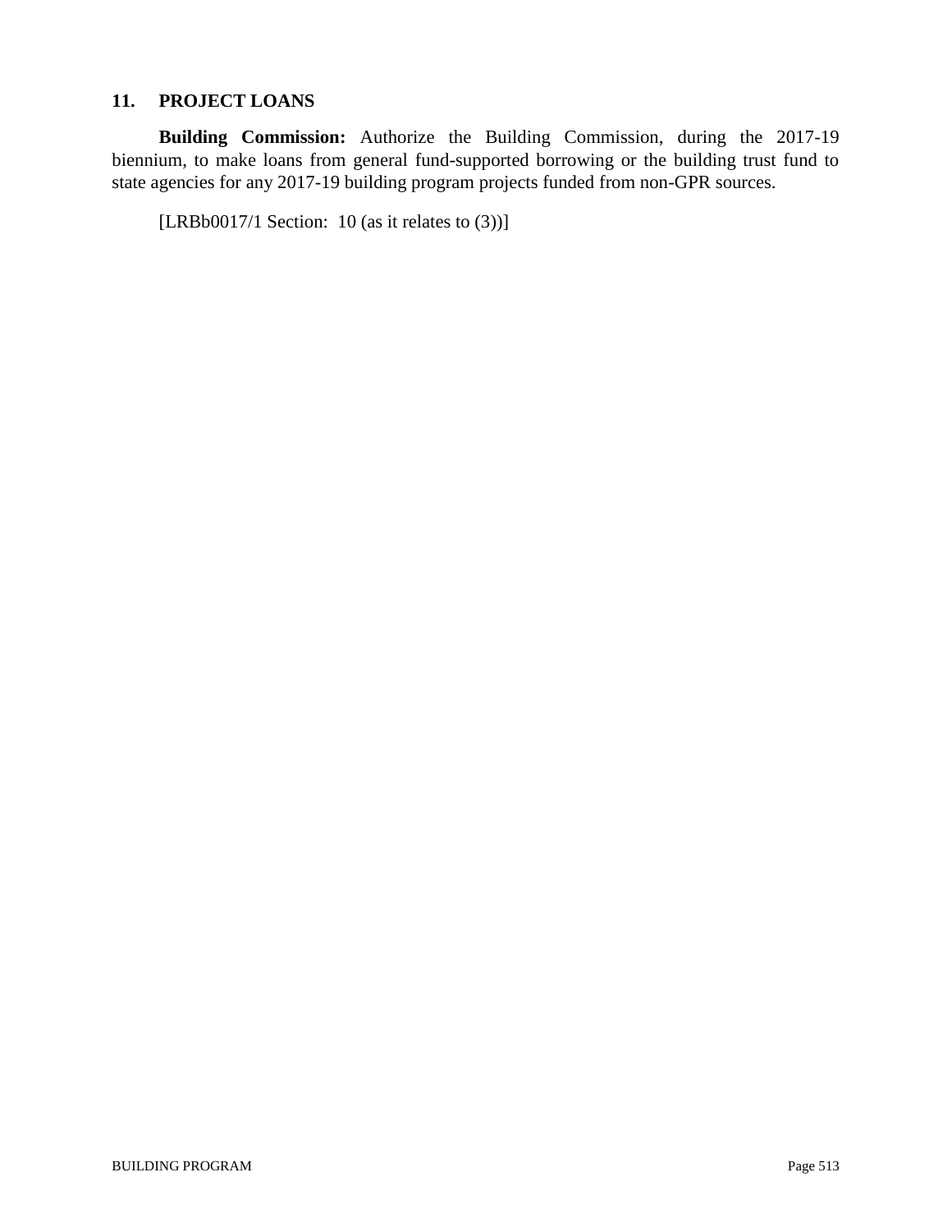## 11. PROJECT LOANS

**Building Commission:** Authorize the Building Commission, during the 2017-19 biennium, to make loans from general fund-supported borrowing or the building trust fund to state agencies for any 2017-19 building program projects funded from non-GPR sources.

[LRBb0017/1 Section: 10 (as it relates to (3))]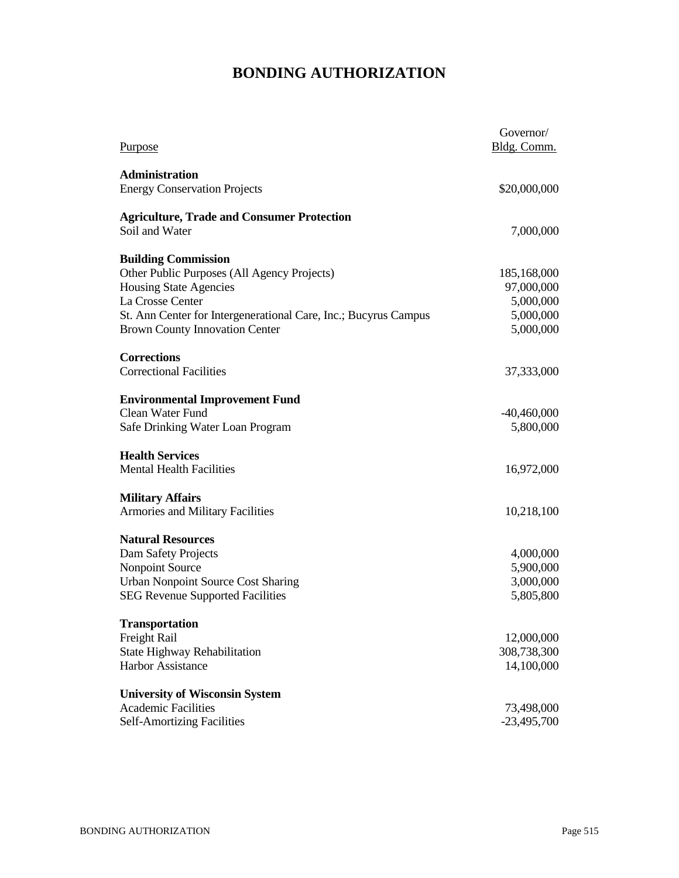# BONDING AUTHORIZATION

| Purpose | Governor/ Bldg. Comm. |
|---|---|
| **Administration** | |
| Energy Conservation Projects | $20,000,000 |
| **Agriculture, Trade and Consumer Protection** | |
| Soil and Water | 7,000,000 |
| **Building Commission** | |
| Other Public Purposes (All Agency Projects) | 185,168,000 |
| Housing State Agencies | 97,000,000 |
| La Crosse Center | 5,000,000 |
| St. Ann Center for Intergenerational Care, Inc.; Bucyrus Campus | 5,000,000 |
| Brown County Innovation Center | 5,000,000 |
| **Corrections** | |
| Correctional Facilities | 37,333,000 |
| **Environmental Improvement Fund** | |
| Clean Water Fund | -40,460,000 |
| Safe Drinking Water Loan Program | 5,800,000 |
| **Health Services** | |
| Mental Health Facilities | 16,972,000 |
| **Military Affairs** | |
| Armories and Military Facilities | 10,218,100 |
| **Natural Resources** | |
| Dam Safety Projects | 4,000,000 |
| Nonpoint Source | 5,900,000 |
| Urban Nonpoint Source Cost Sharing | 3,000,000 |
| SEG Revenue Supported Facilities | 5,805,800 |
| **Transportation** | |
| Freight Rail | 12,000,000 |
| State Highway Rehabilitation | 308,738,300 |
| Harbor Assistance | 14,100,000 |
| **University of Wisconsin System** | |
| Academic Facilities | 73,498,000 |
| Self-Amortizing Facilities | -23,495,700 |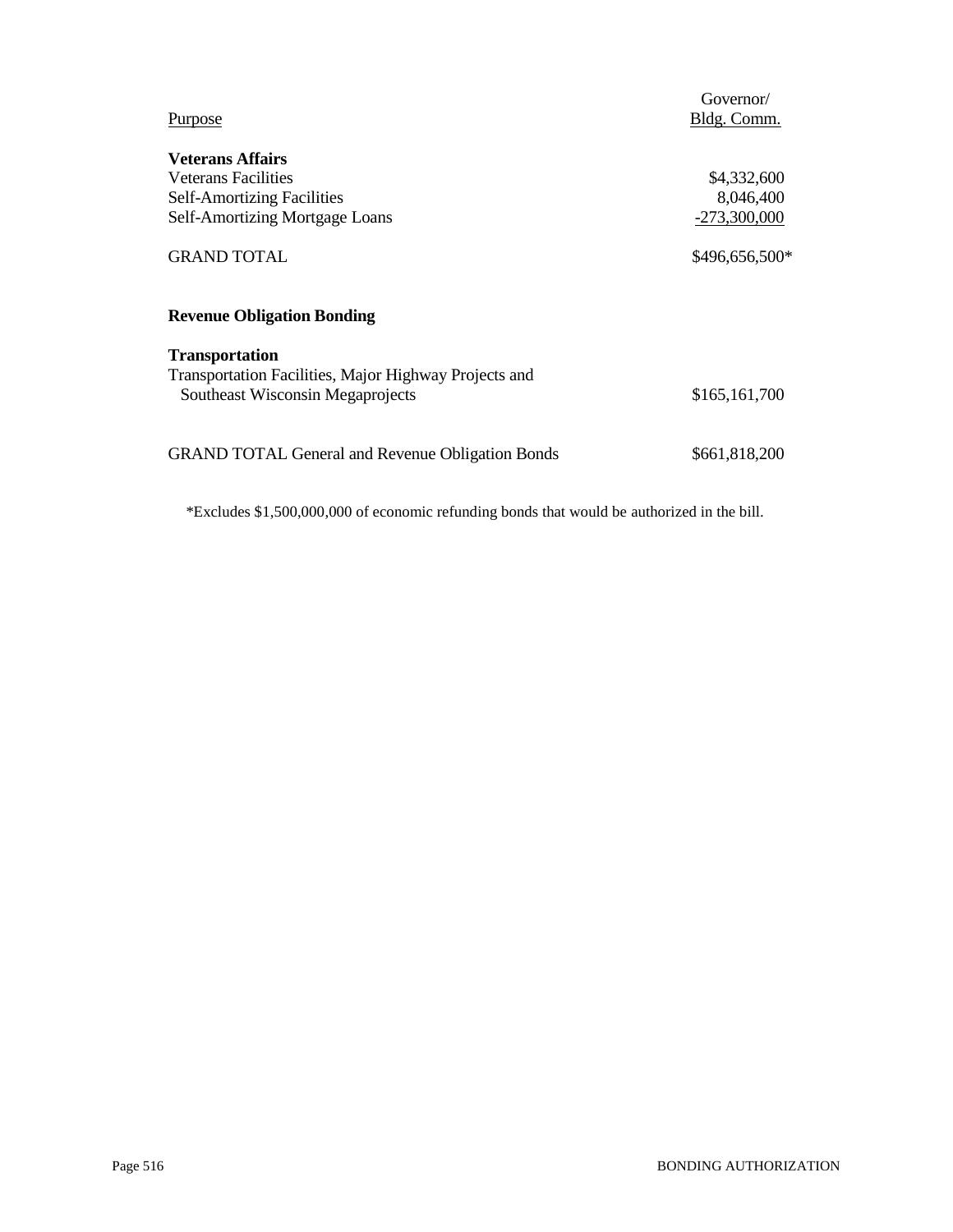| Purpose | Governor/ Bldg. Comm. |
|---|---|
| **Veterans Affairs** | |
| Veterans Facilities | $4,332,600 |
| Self-Amortizing Facilities | 8,046,400 |
| Self-Amortizing Mortgage Loans | -273,300,000 |
| GRAND TOTAL | $496,656,500* |
| | |
| **Revenue Obligation Bonding** | |
| **Transportation** | |
| Transportation Facilities, Major Highway Projects and Southeast Wisconsin Megaprojects | $165,161,700 |
| | |
| GRAND TOTAL General and Revenue Obligation Bonds | $661,818,200 |

*Excludes $1,500,000,000 of economic refunding bonds that would be authorized in the bill.